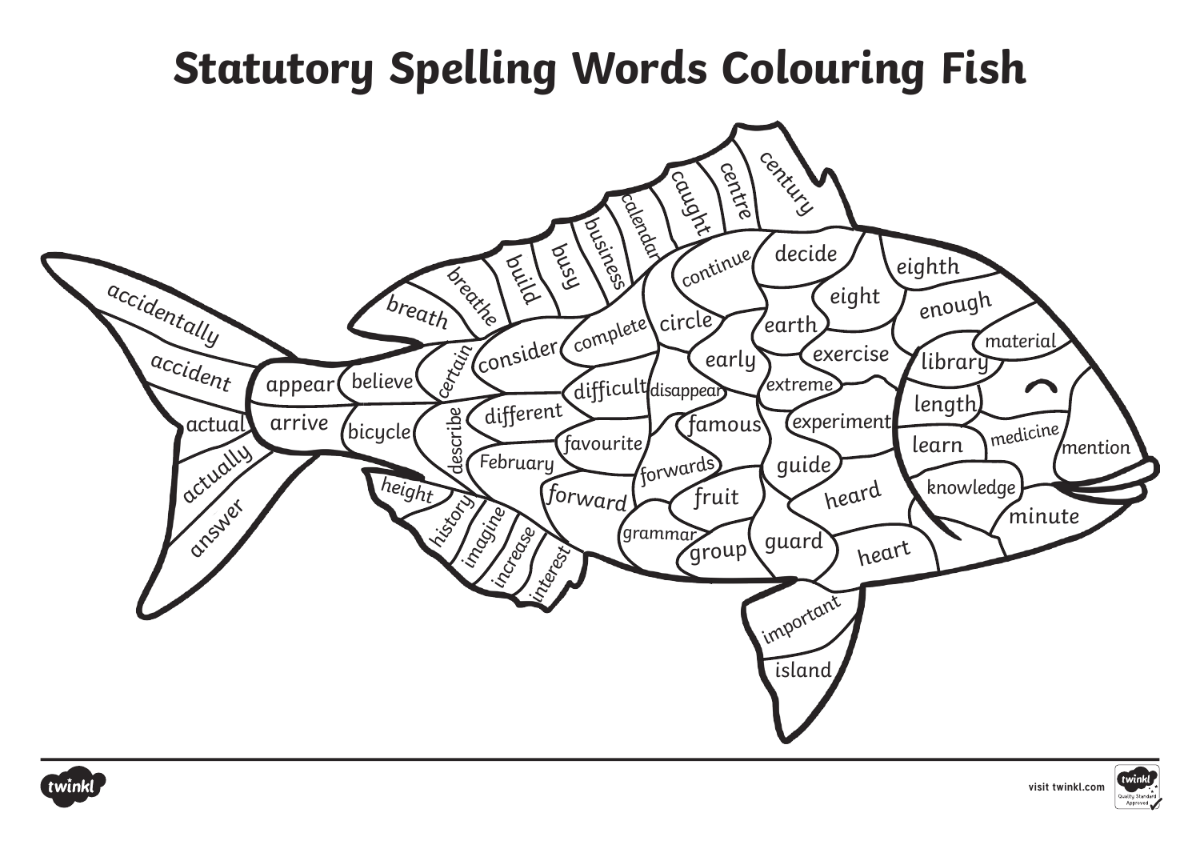# Statutory Spelling Words Colouring Fish

accidentally
accident
actual
actually
answer
appear
arrive
believe
bicycle
certain
describe
breath
breathe
build
busy
business
calendar
caught
centre
century
consider
different
February
height
history
imagine
increase
interest
complete
difficult
favourite
forward
forwards
circle
disappear
famous
continue
decide
earth
early
extreme
fruit
grammar
group
guide
guard
eight
exercise
experiment
heard
heart
eighth
enough
material
library
length
learn
medicine
mention
knowledge
minute
important
island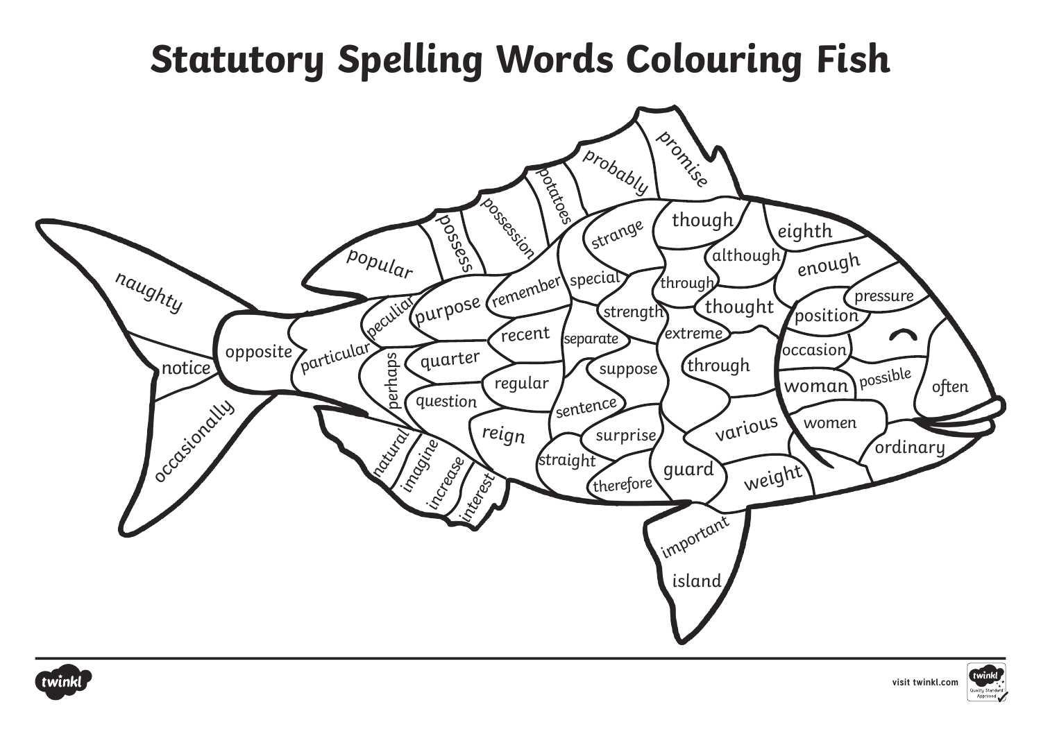# Statutory Spelling Words Colouring Fish

naughty
notice
occasionally
opposite
particular
peculiar
perhaps
popular
possess
possession
potatoes
probably
promise
purpose
quarter
question
remember
recent
regular
reign
natural
imagine
increase
interest
strange
special
separate
strength
suppose
sentence
surprise
straight
therefore
though
although
through
thought
extreme
through
various
guard
weight
eighth
enough
pressure
position
occasion
woman
possible
often
women
ordinary
important
island